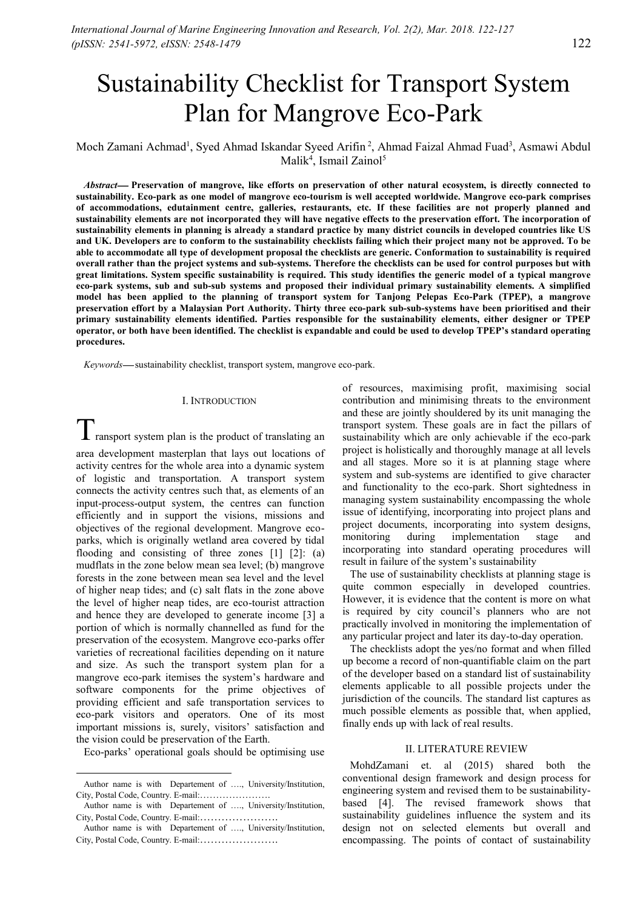// Sustainability Checklist for Transport System Plan for Mangrove Eco-Park

Moch Zamani Achmad[1], Syed Ahmad Iskandar Syeed Arifin[2], Ahmad Faizal Ahmad Fuad[3], Asmawi Abdul Malik[4], Ismail Zainol[5]

*Abstract*— **Preservation of mangrove, like efforts on preservation of other natural ecosystem, is directly connected to sustainability. Eco-park as one model of mangrove eco-tourism is well accepted worldwide. Mangrove eco-park comprises of accommodations, edutainment centre, galleries, restaurants, etc. If these facilities are not properly planned and sustainability elements are not incorporated they will have negative effects to the preservation effort. The incorporation of sustainability elements in planning is already a standard practice by many district councils in developed countries like US and UK. Developers are to conform to the sustainability checklists failing which their project many not be approved. To be able to accommodate all type of development proposal the checklists are generic. Conformation to sustainability is required overall rather than the project systems and sub-systems. Therefore the checklists can be used for control purposes but with great limitations. System specific sustainability is required. This study identifies the generic model of a typical mangrove eco-park systems, sub and sub-sub systems and proposed their individual primary sustainability elements. A simplified model has been applied to the planning of transport system for Tanjong Pelepas Eco-Park (TPEP), a mangrove preservation effort by a Malaysian Port Authority. Thirty three eco-park sub-sub-systems have been prioritised and their primary sustainability elements identified. Parties responsible for the sustainability elements, either designer or TPEP operator, or both have been identified. The checklist is expandable and could be used to develop TPEP's standard operating procedures.**

*Keywords*—sustainability checklist, transport system, mangrove eco-park.

## I. INTRODUCTION

Transport system plan is the product of translating an area development masterplan that lays out locations of activity centres for the whole area into a dynamic system of logistic and transportation. A transport system connects the activity centres such that, as elements of an input-process-output system, the centres can function efficiently and in support the visions, missions and objectives of the regional development. Mangrove eco-parks, which is originally wetland area covered by tidal flooding and consisting of three zones [1] [2]: (a) mudflats in the zone below mean sea level; (b) mangrove forests in the zone between mean sea level and the level of higher neap tides; and (c) salt flats in the zone above the level of higher neap tides, are eco-tourist attraction and hence they are developed to generate income [3] a portion of which is normally channelled as fund for the preservation of the ecosystem. Mangrove eco-parks offer varieties of recreational facilities depending on it nature and size. As such the transport system plan for a mangrove eco-park itemises the system's hardware and software components for the prime objectives of providing efficient and safe transportation services to eco-park visitors and operators. One of its most important missions is, surely, visitors' satisfaction and the vision could be preservation of the Earth.

Eco-parks' operational goals should be optimising use of resources, maximising profit, maximising social contribution and minimising threats to the environment and these are jointly shouldered by its unit managing the transport system. These goals are in fact the pillars of sustainability which are only achievable if the eco-park project is holistically and thoroughly manage at all levels and all stages. More so it is at planning stage where system and sub-systems are identified to give character and functionality to the eco-park. Short sightedness in managing system sustainability encompassing the whole issue of identifying, incorporating into project plans and project documents, incorporating into system designs, monitoring during implementation stage and incorporating into standard operating procedures will result in failure of the system's sustainability

The use of sustainability checklists at planning stage is quite common especially in developed countries. However, it is evidence that the content is more on what is required by city council's planners who are not practically involved in monitoring the implementation of any particular project and later its day-to-day operation.

The checklists adopt the yes/no format and when filled up become a record of non-quantifiable claim on the part of the developer based on a standard list of sustainability elements applicable to all possible projects under the jurisdiction of the councils. The standard list captures as much possible elements as possible that, when applied, finally ends up with lack of real results.

## II. LITERATURE REVIEW

MohdZamani et. al (2015) shared both the conventional design framework and design process for engineering system and revised them to be sustainability-based [4]. The revised framework shows that sustainability guidelines influence the system and its design not on selected elements but overall and encompassing. The points of contact of sustainability

Author name is with Departement of …., University/Institution, City, Postal Code, Country. E-mail:………………….

Author name is with Departement of …., University/Institution, City, Postal Code, Country. E-mail:………………….

Author name is with Departement of …., University/Institution, City, Postal Code, Country. E-mail:………………….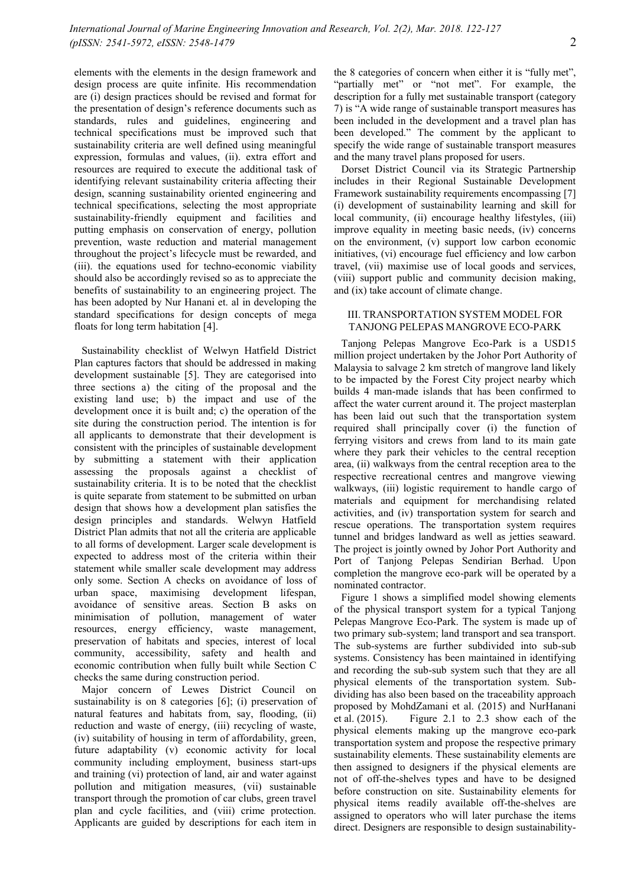elements with the elements in the design framework and design process are quite infinite. His recommendation are (i) design practices should be revised and format for the presentation of design's reference documents such as standards, rules and guidelines, engineering and technical specifications must be improved such that sustainability criteria are well defined using meaningful expression, formulas and values, (ii). extra effort and resources are required to execute the additional task of identifying relevant sustainability criteria affecting their design, scanning sustainability oriented engineering and technical specifications, selecting the most appropriate sustainability-friendly equipment and facilities and putting emphasis on conservation of energy, pollution prevention, waste reduction and material management throughout the project's lifecycle must be rewarded, and (iii). the equations used for techno-economic viability should also be accordingly revised so as to appreciate the benefits of sustainability to an engineering project. The has been adopted by Nur Hanani et. al in developing the standard specifications for design concepts of mega floats for long term habitation [4].

Sustainability checklist of Welwyn Hatfield District Plan captures factors that should be addressed in making development sustainable [5]. They are categorised into three sections a) the citing of the proposal and the existing land use; b) the impact and use of the development once it is built and; c) the operation of the site during the construction period. The intention is for all applicants to demonstrate that their development is consistent with the principles of sustainable development by submitting a statement with their application assessing the proposals against a checklist of sustainability criteria. It is to be noted that the checklist is quite separate from statement to be submitted on urban design that shows how a development plan satisfies the design principles and standards. Welwyn Hatfield District Plan admits that not all the criteria are applicable to all forms of development. Larger scale development is expected to address most of the criteria within their statement while smaller scale development may address only some. Section A checks on avoidance of loss of urban space, maximising development lifespan, avoidance of sensitive areas. Section B asks on minimisation of pollution, management of water resources, energy efficiency, waste management, preservation of habitats and species, interest of local community, accessibility, safety and health and economic contribution when fully built while Section C checks the same during construction period.

Major concern of Lewes District Council on sustainability is on 8 categories [6]; (i) preservation of natural features and habitats from, say, flooding, (ii) reduction and waste of energy, (iii) recycling of waste, (iv) suitability of housing in term of affordability, green, future adaptability (v) economic activity for local community including employment, business start-ups and training (vi) protection of land, air and water against pollution and mitigation measures, (vii) sustainable transport through the promotion of car clubs, green travel plan and cycle facilities, and (viii) crime protection. Applicants are guided by descriptions for each item in the 8 categories of concern when either it is "fully met", "partially met" or "not met". For example, the description for a fully met sustainable transport (category 7) is "A wide range of sustainable transport measures has been included in the development and a travel plan has been developed." The comment by the applicant to specify the wide range of sustainable transport measures and the many travel plans proposed for users.

Dorset District Council via its Strategic Partnership includes in their Regional Sustainable Development Framework sustainability requirements encompassing [7] (i) development of sustainability learning and skill for local community, (ii) encourage healthy lifestyles, (iii) improve equality in meeting basic needs, (iv) concerns on the environment, (v) support low carbon economic initiatives, (vi) encourage fuel efficiency and low carbon travel, (vii) maximise use of local goods and services, (viii) support public and community decision making, and (ix) take account of climate change.

## III. TRANSPORTATION SYSTEM MODEL FOR TANJONG PELEPAS MANGROVE ECO-PARK

Tanjong Pelepas Mangrove Eco-Park is a USD15 million project undertaken by the Johor Port Authority of Malaysia to salvage 2 km stretch of mangrove land likely to be impacted by the Forest City project nearby which builds 4 man-made islands that has been confirmed to affect the water current around it. The project masterplan has been laid out such that the transportation system required shall principally cover (i) the function of ferrying visitors and crews from land to its main gate where they park their vehicles to the central reception area, (ii) walkways from the central reception area to the respective recreational centres and mangrove viewing walkways, (iii) logistic requirement to handle cargo of materials and equipment for merchandising related activities, and (iv) transportation system for search and rescue operations. The transportation system requires tunnel and bridges landward as well as jetties seaward. The project is jointly owned by Johor Port Authority and Port of Tanjong Pelepas Sendirian Berhad. Upon completion the mangrove eco-park will be operated by a nominated contractor.

Figure 1 shows a simplified model showing elements of the physical transport system for a typical Tanjong Pelepas Mangrove Eco-Park. The system is made up of two primary sub-system; land transport and sea transport. The sub-systems are further subdivided into sub-sub systems. Consistency has been maintained in identifying and recording the sub-sub system such that they are all physical elements of the transportation system. Sub-dividing has also been based on the traceability approach proposed by MohdZamani et al. (2015) and NurHanani et al. (2015). Figure 2.1 to 2.3 show each of the physical elements making up the mangrove eco-park transportation system and propose the respective primary sustainability elements. These sustainability elements are then assigned to designers if the physical elements are not of off-the-shelves types and have to be designed before construction on site. Sustainability elements for physical items readily available off-the-shelves are assigned to operators who will later purchase the items direct. Designers are responsible to design sustainability-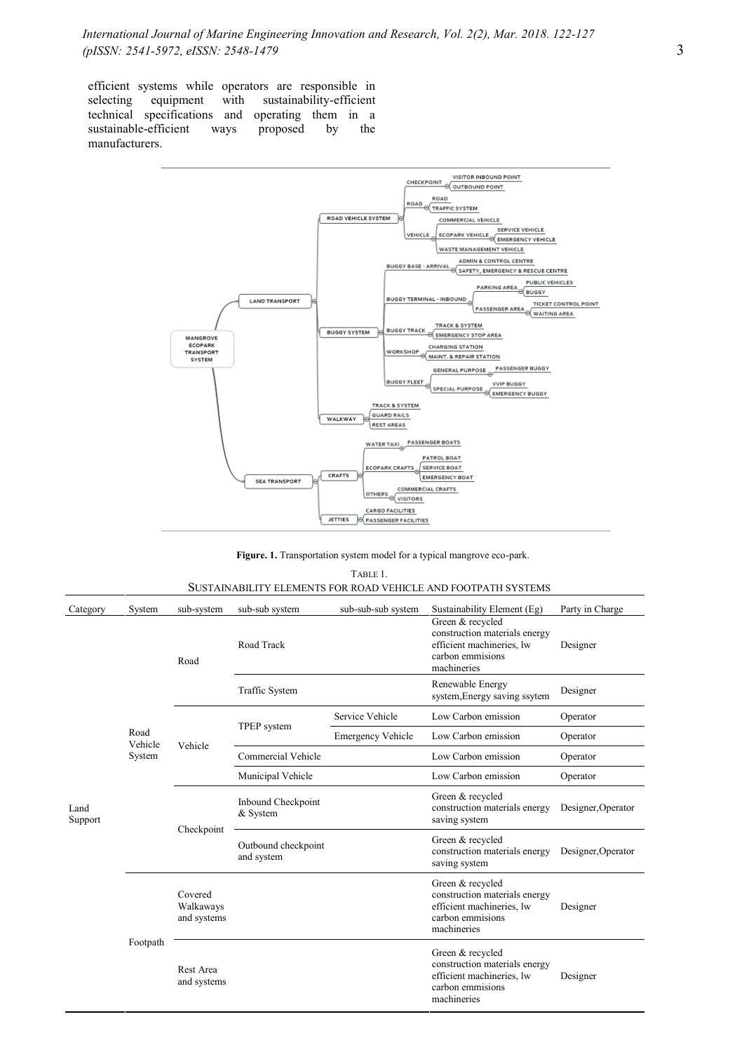efficient systems while operators are responsible in selecting equipment with sustainability-efficient technical specifications and operating them in a sustainable-efficient ways proposed by the manufacturers.

**Figure. 1.** Transportation system model for a typical mangrove eco-park.

TABLE 1.
SUSTAINABILITY ELEMENTS FOR ROAD VEHICLE AND FOOTPATH SYSTEMS

| Category | System | sub-system | sub-sub system | sub-sub-sub system | Sustainability Element (Eg) | Party in Charge |
|---|---|---|---|---|---|---|
| Land Support | Road Vehicle System | Road | Road Track | | Green & recycled construction materials energy efficient machineries, lw carbon emmisions machineries | Designer |
| | | | Traffic System | | Renewable Energy system,Energy saving ssytem | Designer |
| | | Vehicle | TPEP system | Service Vehicle | Low Carbon emission | Operator |
| | | | | Emergency Vehicle | Low Carbon emission | Operator |
| | | | Commercial Vehicle | | Low Carbon emission | Operator |
| | | | Municipal Vehicle | | Low Carbon emission | Operator |
| | | Checkpoint | Inbound Checkpoint & System | | Green & recycled construction materials energy saving system | Designer,Operator |
| | | | Outbound checkpoint and system | | Green & recycled construction materials energy saving system | Designer,Operator |
| | Footpath | Covered Walkaways and systems | | | Green & recycled construction materials energy efficient machineries, lw carbon emmisions machineries | Designer |
| | | Rest Area and systems | | | Green & recycled construction materials energy efficient machineries, lw carbon emmisions machineries | Designer |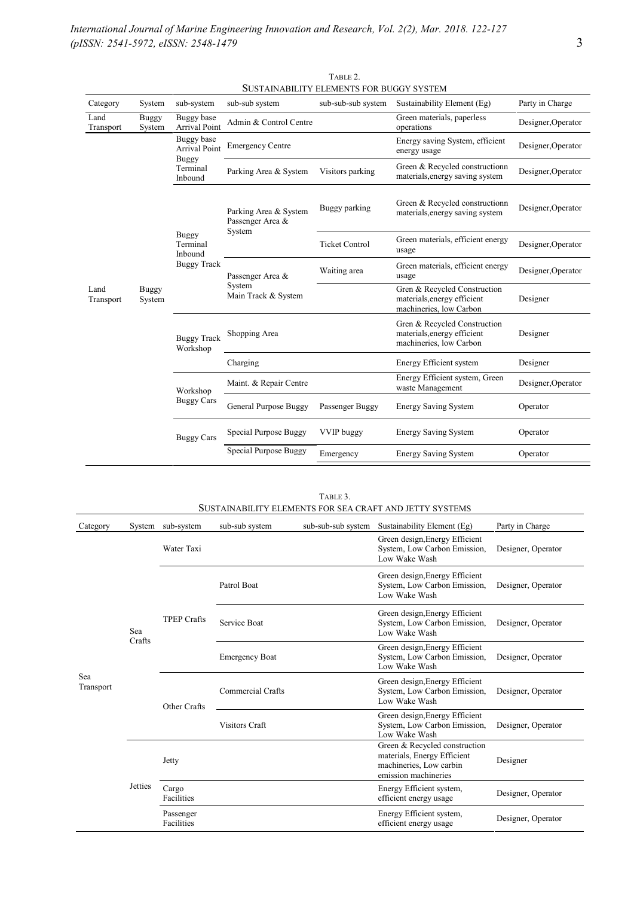TABLE 2.
SUSTAINABILITY ELEMENTS FOR BUGGY SYSTEM

| Category | System | sub-system | sub-sub system | sub-sub-sub system | Sustainability Element (Eg) | Party in Charge |
|---|---|---|---|---|---|---|
| Land Transport | Buggy System | Buggy base Arrival Point | Admin & Control Centre | | Green materials, paperless operations | Designer,Operator |
| | | Buggy base Arrival Point | Emergency Centre | | Energy saving System, efficient energy usage | Designer,Operator |
| | | Buggy Terminal Inbound | Parking Area & System | Visitors parking | Green & Recycled constructionn materials,energy saving system | Designer,Operator |
| Land Transport | Buggy System | Buggy Terminal Inbound | Parking Area & System Passenger Area & System | Buggy parking | Green & Recycled constructionn materials,energy saving system | Designer,Operator |
| | | | | Ticket Control | Green materials, efficient energy usage | Designer,Operator |
| | | Buggy Track | Passenger Area & System | Waiting area | Green materials, efficient energy usage | Designer,Operator |
| | | | Main Track & System | | Gren & Recycled Construction materials,energy efficient machineries, low Carbon | Designer |
| | | Buggy Track Workshop | Shopping Area | | Gren & Recycled Construction materials,energy efficient machineries, low Carbon | Designer |
| | | | Charging | | Energy Efficient system | Designer |
| | | Workshop | Maint. & Repair Centre | | Energy Efficient system, Green waste Management | Designer,Operator |
| | | Buggy Cars | General Purpose Buggy | Passenger Buggy | Energy Saving System | Operator |
| | | Buggy Cars | Special Purpose Buggy | VVIP buggy | Energy Saving System | Operator |
| | | | Special Purpose Buggy | Emergency | Energy Saving System | Operator |

TABLE 3.
SUSTAINABILITY ELEMENTS FOR SEA CRAFT AND JETTY SYSTEMS

| Category | System | sub-system | sub-sub system | sub-sub-sub system | Sustainability Element (Eg) | Party in Charge |
|---|---|---|---|---|---|---|
| Sea Transport | Sea Crafts | Water Taxi | | | Green design,Energy Efficient System, Low Carbon Emission, Low Wake Wash | Designer, Operator |
| | | TPEP Crafts | Patrol Boat | | Green design,Energy Efficient System, Low Carbon Emission, Low Wake Wash | Designer, Operator |
| | | | Service Boat | | Green design,Energy Efficient System, Low Carbon Emission, Low Wake Wash | Designer, Operator |
| | | | Emergency Boat | | Green design,Energy Efficient System, Low Carbon Emission, Low Wake Wash | Designer, Operator |
| | | Other Crafts | Commercial Crafts | | Green design,Energy Efficient System, Low Carbon Emission, Low Wake Wash | Designer, Operator |
| | | | Visitors Craft | | Green design,Energy Efficient System, Low Carbon Emission, Low Wake Wash | Designer, Operator |
| | Jetties | Jetty | | | Green & Recycled construction materials, Energy Efficient machineries, Low carbin emission machineries | Designer |
| | | Cargo Facilities | | | Energy Efficient system, efficient energy usage | Designer, Operator |
| | | Passenger Facilities | | | Energy Efficient system, efficient energy usage | Designer, Operator |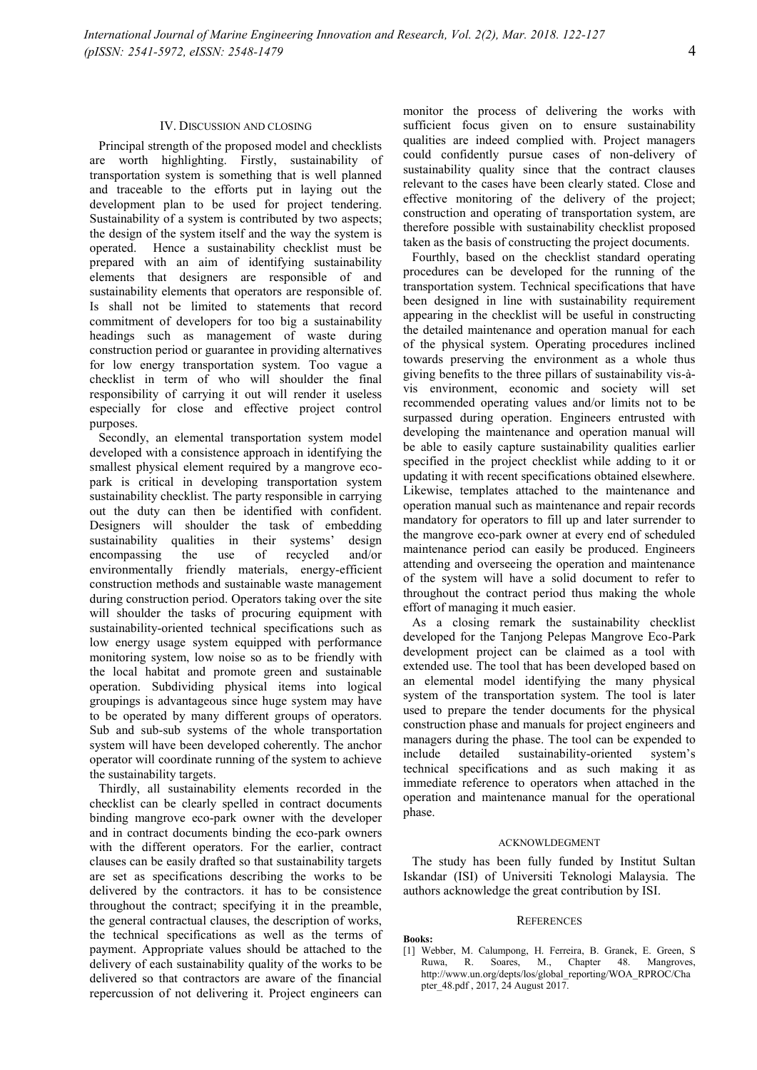## IV. Discussion and Closing

Principal strength of the proposed model and checklists are worth highlighting. Firstly, sustainability of transportation system is something that is well planned and traceable to the efforts put in laying out the development plan to be used for project tendering. Sustainability of a system is contributed by two aspects; the design of the system itself and the way the system is operated. Hence a sustainability checklist must be prepared with an aim of identifying sustainability elements that designers are responsible of and sustainability elements that operators are responsible of. Is shall not be limited to statements that record commitment of developers for too big a sustainability headings such as management of waste during construction period or guarantee in providing alternatives for low energy transportation system. Too vague a checklist in term of who will shoulder the final responsibility of carrying it out will render it useless especially for close and effective project control purposes.

Secondly, an elemental transportation system model developed with a consistence approach in identifying the smallest physical element required by a mangrove eco-park is critical in developing transportation system sustainability checklist. The party responsible in carrying out the duty can then be identified with confident. Designers will shoulder the task of embedding sustainability qualities in their systems' design encompassing the use of recycled and/or environmentally friendly materials, energy-efficient construction methods and sustainable waste management during construction period. Operators taking over the site will shoulder the tasks of procuring equipment with sustainability-oriented technical specifications such as low energy usage system equipped with performance monitoring system, low noise so as to be friendly with the local habitat and promote green and sustainable operation. Subdividing physical items into logical groupings is advantageous since huge system may have to be operated by many different groups of operators. Sub and sub-sub systems of the whole transportation system will have been developed coherently. The anchor operator will coordinate running of the system to achieve the sustainability targets.

Thirdly, all sustainability elements recorded in the checklist can be clearly spelled in contract documents binding mangrove eco-park owner with the developer and in contract documents binding the eco-park owners with the different operators. For the earlier, contract clauses can be easily drafted so that sustainability targets are set as specifications describing the works to be delivered by the contractors. it has to be consistence throughout the contract; specifying it in the preamble, the general contractual clauses, the description of works, the technical specifications as well as the terms of payment. Appropriate values should be attached to the delivery of each sustainability quality of the works to be delivered so that contractors are aware of the financial repercussion of not delivering it. Project engineers can monitor the process of delivering the works with sufficient focus given on to ensure sustainability qualities are indeed complied with. Project managers could confidently pursue cases of non-delivery of sustainability quality since that the contract clauses relevant to the cases have been clearly stated. Close and effective monitoring of the delivery of the project; construction and operating of transportation system, are therefore possible with sustainability checklist proposed taken as the basis of constructing the project documents.

Fourthly, based on the checklist standard operating procedures can be developed for the running of the transportation system. Technical specifications that have been designed in line with sustainability requirement appearing in the checklist will be useful in constructing the detailed maintenance and operation manual for each of the physical system. Operating procedures inclined towards preserving the environment as a whole thus giving benefits to the three pillars of sustainability vis-à-vis environment, economic and society will set recommended operating values and/or limits not to be surpassed during operation. Engineers entrusted with developing the maintenance and operation manual will be able to easily capture sustainability qualities earlier specified in the project checklist while adding to it or updating it with recent specifications obtained elsewhere. Likewise, templates attached to the maintenance and operation manual such as maintenance and repair records mandatory for operators to fill up and later surrender to the mangrove eco-park owner at every end of scheduled maintenance period can easily be produced. Engineers attending and overseeing the operation and maintenance of the system will have a solid document to refer to throughout the contract period thus making the whole effort of managing it much easier.

As a closing remark the sustainability checklist developed for the Tanjong Pelepas Mangrove Eco-Park development project can be claimed as a tool with extended use. The tool that has been developed based on an elemental model identifying the many physical system of the transportation system. The tool is later used to prepare the tender documents for the physical construction phase and manuals for project engineers and managers during the phase. The tool can be expended to include detailed sustainability-oriented system's technical specifications and as such making it as immediate reference to operators when attached in the operation and maintenance manual for the operational phase.

## Acknowledgment

The study has been fully funded by Institut Sultan Iskandar (ISI) of Universiti Teknologi Malaysia. The authors acknowledge the great contribution by ISI.

## References

**Books:**

[1] Webber, M. Calumpong, H. Ferreira, B. Granek, E. Green, S Ruwa, R. Soares, M., Chapter 48. Mangroves, http://www.un.org/depts/los/global_reporting/WOA_RPROC/Chapter_48.pdf , 2017, 24 August 2017.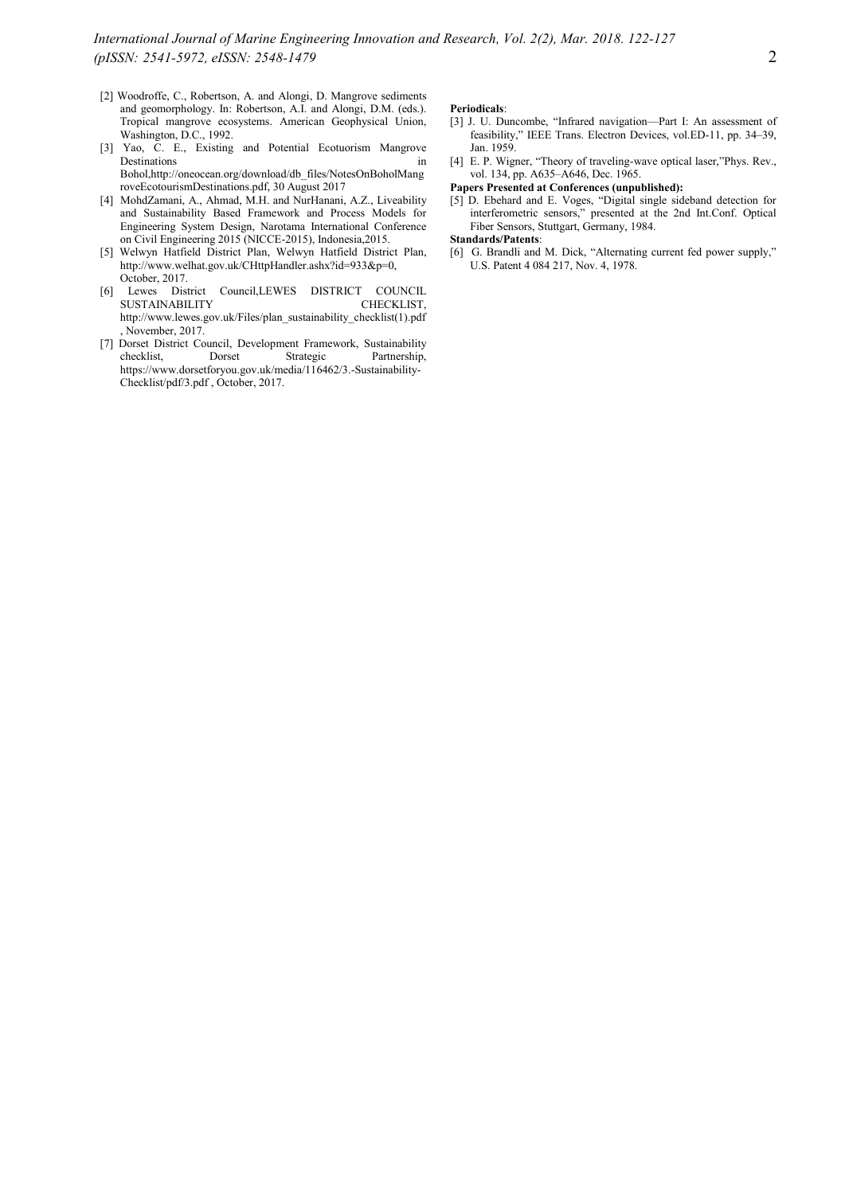[2] Woodroffe, C., Robertson, A. and Alongi, D. Mangrove sediments and geomorphology. In: Robertson, A.I. and Alongi, D.M. (eds.). Tropical mangrove ecosystems. American Geophysical Union, Washington, D.C., 1992.

[3] Yao, C. E., Existing and Potential Ecotuorism Mangrove Destinations in Bohol,http://oneocean.org/download/db_files/NotesOnBoholMangroveEcotourismDestinations.pdf, 30 August 2017

[4] MohdZamani, A., Ahmad, M.H. and NurHanani, A.Z., Liveability and Sustainability Based Framework and Process Models for Engineering System Design, Narotama International Conference on Civil Engineering 2015 (NICCE-2015), Indonesia,2015.

[5] Welwyn Hatfield District Plan, Welwyn Hatfield District Plan, http://www.welhat.gov.uk/CHttpHandler.ashx?id=933&p=0, October, 2017.

[6] Lewes District Council,LEWES DISTRICT COUNCIL SUSTAINABILITY CHECKLIST, http://www.lewes.gov.uk/Files/plan_sustainability_checklist(1).pdf , November, 2017.

[7] Dorset District Council, Development Framework, Sustainability checklist, Dorset Strategic Partnership, https://www.dorsetforyou.gov.uk/media/116462/3.-Sustainability-Checklist/pdf/3.pdf , October, 2017.

**Periodicals**:

[3] J. U. Duncombe, “Infrared navigation—Part I: An assessment of feasibility,” IEEE Trans. Electron Devices, vol.ED-11, pp. 34–39, Jan. 1959.

[4] E. P. Wigner, “Theory of traveling-wave optical laser,”Phys. Rev., vol. 134, pp. A635–A646, Dec. 1965.

**Papers Presented at Conferences (unpublished):**

[5] D. Ebehard and E. Voges, “Digital single sideband detection for interferometric sensors,” presented at the 2nd Int.Conf. Optical Fiber Sensors, Stuttgart, Germany, 1984.

**Standards/Patents**:

[6] G. Brandli and M. Dick, “Alternating current fed power supply,” U.S. Patent 4 084 217, Nov. 4, 1978.